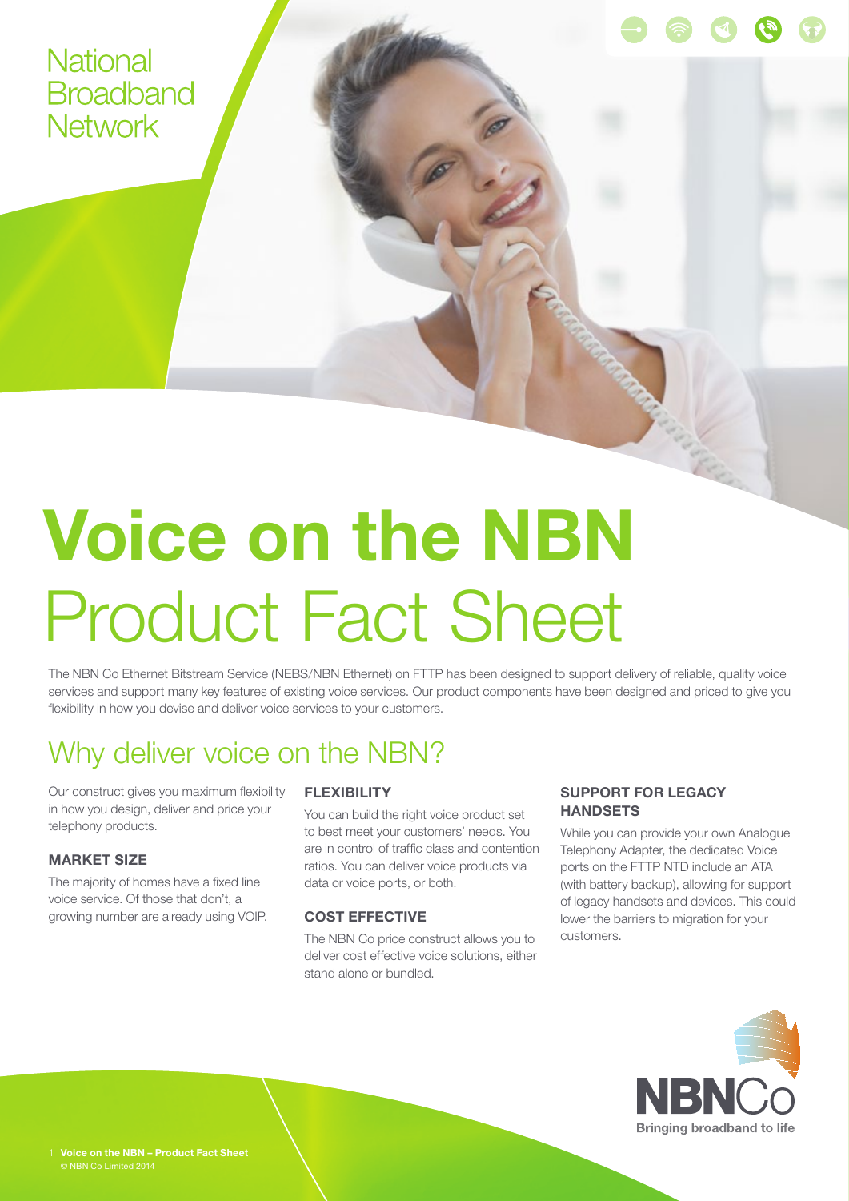National Broadband Network

# Voice on the NBN Product Fact Sheet

The NBN Co Ethernet Bitstream Service (NEBS/NBN Ethernet) on FTTP has been designed to support delivery of reliable, quality voice services and support many key features of existing voice services. Our product components have been designed and priced to give you flexibility in how you devise and deliver voice services to your customers.

## Why deliver voice on the NBN?

Our construct gives you maximum flexibility in how you design, deliver and price your telephony products.

### MARKET SIZE

The majority of homes have a fixed line voice service. Of those that don't, a growing number are already using VOIP.

### FLEXIBILITY

You can build the right voice product set to best meet your customers' needs. You are in control of traffic class and contention ratios. You can deliver voice products via data or voice ports, or both.

### COST EFFECTIVE

The NBN Co price construct allows you to deliver cost effective voice solutions, either stand alone or bundled.

### SUPPORT FOR LEGACY HANDSETS

While you can provide your own Analogue Telephony Adapter, the dedicated Voice ports on the FTTP NTD include an ATA (with battery backup), allowing for support of legacy handsets and devices. This could lower the barriers to migration for your customers.

NBNCo
Bringing broadband to life

© NBN Co Limited 2014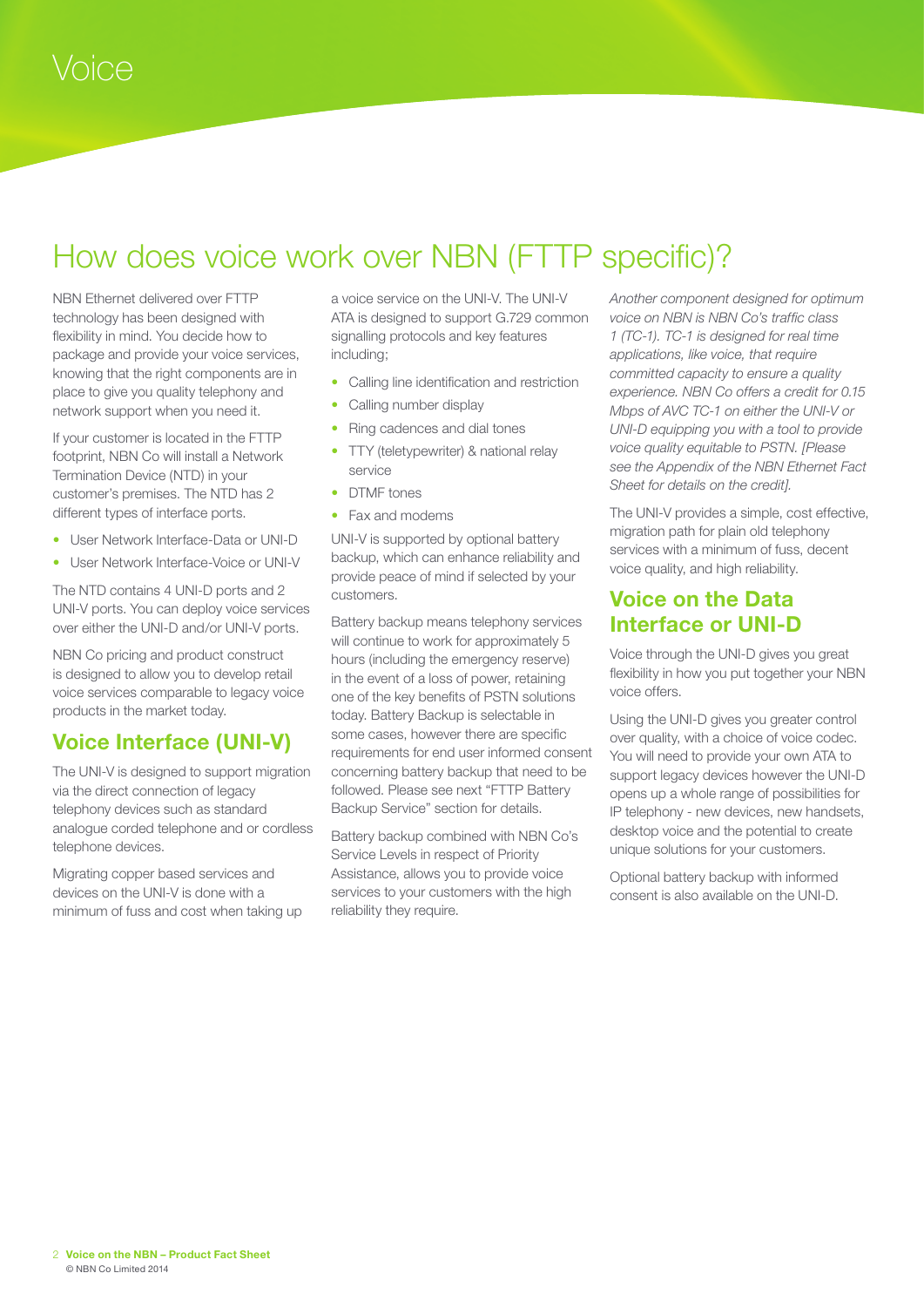# Voice

## How does voice work over NBN (FTTP specific)?

NBN Ethernet delivered over FTTP technology has been designed with flexibility in mind. You decide how to package and provide your voice services, knowing that the right components are in place to give you quality telephony and network support when you need it.

If your customer is located in the FTTP footprint, NBN Co will install a Network Termination Device (NTD) in your customer's premises. The NTD has 2 different types of interface ports.

- User Network Interface-Data or UNI-D
- User Network Interface-Voice or UNI-V

The NTD contains 4 UNI-D ports and 2 UNI-V ports. You can deploy voice services over either the UNI-D and/or UNI-V ports.

NBN Co pricing and product construct is designed to allow you to develop retail voice services comparable to legacy voice products in the market today.

### Voice Interface (UNI-V)

The UNI-V is designed to support migration via the direct connection of legacy telephony devices such as standard analogue corded telephone and or cordless telephone devices.

Migrating copper based services and devices on the UNI-V is done with a minimum of fuss and cost when taking up a voice service on the UNI-V. The UNI-V ATA is designed to support G.729 common signalling protocols and key features including;

- Calling line identification and restriction
- Calling number display
- Ring cadences and dial tones
- TTY (teletypewriter) & national relay service
- DTMF tones
- Fax and modems

UNI-V is supported by optional battery backup, which can enhance reliability and provide peace of mind if selected by your customers.

Battery backup means telephony services will continue to work for approximately 5 hours (including the emergency reserve) in the event of a loss of power, retaining one of the key benefits of PSTN solutions today. Battery Backup is selectable in some cases, however there are specific requirements for end user informed consent concerning battery backup that need to be followed. Please see next "FTTP Battery Backup Service" section for details.

Battery backup combined with NBN Co's Service Levels in respect of Priority Assistance, allows you to provide voice services to your customers with the high reliability they require.

*Another component designed for optimum voice on NBN is NBN Co's traffic class 1 (TC-1). TC-1 is designed for real time applications, like voice, that require committed capacity to ensure a quality experience. NBN Co offers a credit for 0.15 Mbps of AVC TC-1 on either the UNI-V or UNI-D equipping you with a tool to provide voice quality equitable to PSTN. [Please see the Appendix of the NBN Ethernet Fact Sheet for details on the credit].*

The UNI-V provides a simple, cost effective, migration path for plain old telephony services with a minimum of fuss, decent voice quality, and high reliability.

### Voice on the Data Interface or UNI-D

Voice through the UNI-D gives you great flexibility in how you put together your NBN voice offers.

Using the UNI-D gives you greater control over quality, with a choice of voice codec. You will need to provide your own ATA to support legacy devices however the UNI-D opens up a whole range of possibilities for IP telephony - new devices, new handsets, desktop voice and the potential to create unique solutions for your customers.

Optional battery backup with informed consent is also available on the UNI-D.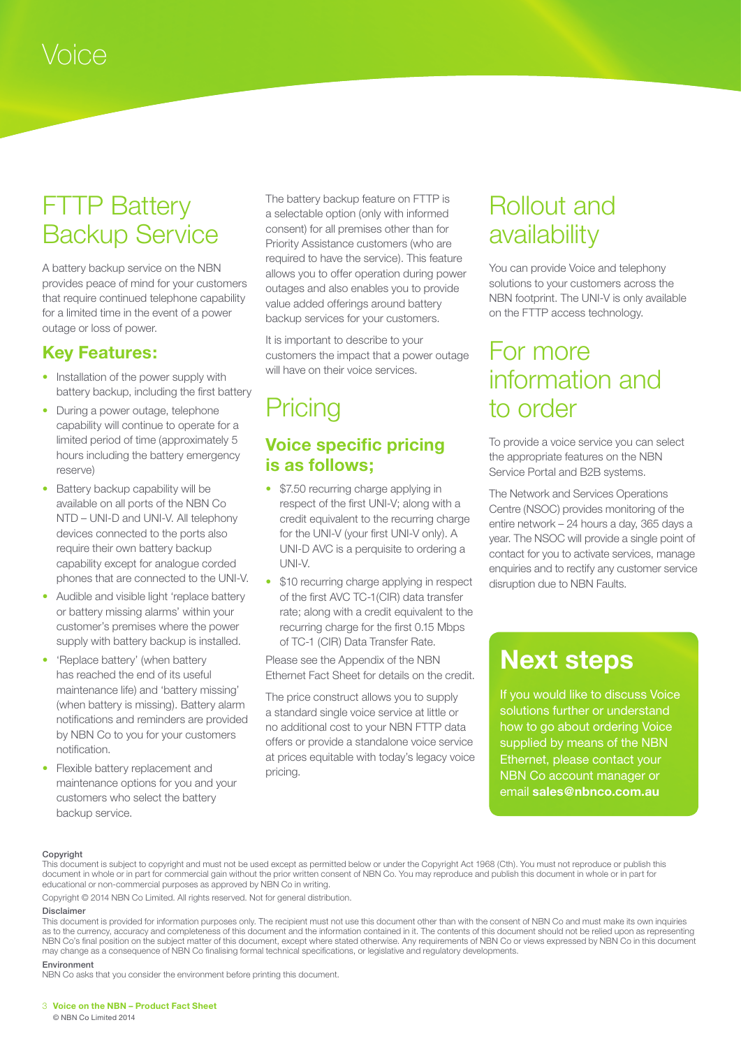# Voice

## FTTP Battery Backup Service

A battery backup service on the NBN provides peace of mind for your customers that require continued telephone capability for a limited time in the event of a power outage or loss of power.

### Key Features:

- Installation of the power supply with battery backup, including the first battery
- During a power outage, telephone capability will continue to operate for a limited period of time (approximately 5 hours including the battery emergency reserve)
- Battery backup capability will be available on all ports of the NBN Co NTD – UNI-D and UNI-V. All telephony devices connected to the ports also require their own battery backup capability except for analogue corded phones that are connected to the UNI-V.
- Audible and visible light 'replace battery or battery missing alarms' within your customer's premises where the power supply with battery backup is installed.
- 'Replace battery' (when battery has reached the end of its useful maintenance life) and 'battery missing' (when battery is missing). Battery alarm notifications and reminders are provided by NBN Co to you for your customers notification.
- Flexible battery replacement and maintenance options for you and your customers who select the battery backup service.

The battery backup feature on FTTP is a selectable option (only with informed consent) for all premises other than for Priority Assistance customers (who are required to have the service). This feature allows you to offer operation during power outages and also enables you to provide value added offerings around battery backup services for your customers.

It is important to describe to your customers the impact that a power outage will have on their voice services.

## Pricing

### Voice specific pricing is as follows;

- $7.50 recurring charge applying in respect of the first UNI-V; along with a credit equivalent to the recurring charge for the UNI-V (your first UNI-V only). A UNI-D AVC is a perquisite to ordering a UNI-V.
- $10 recurring charge applying in respect of the first AVC TC-1(CIR) data transfer rate; along with a credit equivalent to the recurring charge for the first 0.15 Mbps of TC-1 (CIR) Data Transfer Rate.

Please see the Appendix of the NBN Ethernet Fact Sheet for details on the credit.

The price construct allows you to supply a standard single voice service at little or no additional cost to your NBN FTTP data offers or provide a standalone voice service at prices equitable with today's legacy voice pricing.

## Rollout and availability

You can provide Voice and telephony solutions to your customers across the NBN footprint. The UNI-V is only available on the FTTP access technology.

## For more information and to order

To provide a voice service you can select the appropriate features on the NBN Service Portal and B2B systems.

The Network and Services Operations Centre (NSOC) provides monitoring of the entire network – 24 hours a day, 365 days a year. The NSOC will provide a single point of contact for you to activate services, manage enquiries and to rectify any customer service disruption due to NBN Faults.

## Next steps

If you would like to discuss Voice solutions further or understand how to go about ordering Voice supplied by means of the NBN Ethernet, please contact your NBN Co account manager or email **sales@nbnco.com.au**

**Copyright**

This document is subject to copyright and must not be used except as permitted below or under the Copyright Act 1968 (Cth). You must not reproduce or publish this document in whole or in part for commercial gain without the prior written consent of NBN Co. You may reproduce and publish this document in whole or in part for educational or non-commercial purposes as approved by NBN Co in writing.

Copyright © 2014 NBN Co Limited. All rights reserved. Not for general distribution.

**Disclaimer**

This document is provided for information purposes only. The recipient must not use this document other than with the consent of NBN Co and must make its own inquiries as to the currency, accuracy and completeness of this document and the information contained in it. The contents of this document should not be relied upon as representing NBN Co's final position on the subject matter of this document, except where stated otherwise. Any requirements of NBN Co or views expressed by NBN Co in this document may change as a consequence of NBN Co finalising formal technical specifications, or legislative and regulatory developments.

**Environment**

NBN Co asks that you consider the environment before printing this document.